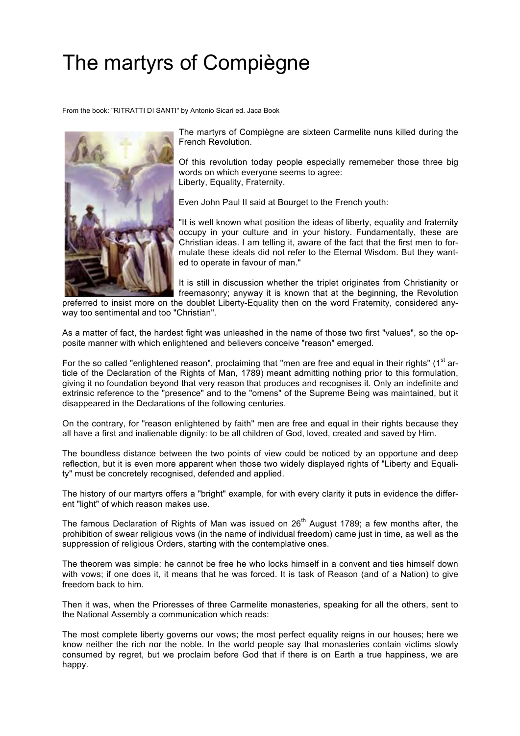# The martyrs of Compiègne

From the book: "RITRATTI DI SANTI" by Antonio Sicari ed. Jaca Book

The martyrs of Compiègne are sixteen Carmelite nuns killed during the French Revolution.

Of this revolution today people especially rememeber those three big words on which everyone seems to agree:
Liberty, Equality, Fraternity.

Even John Paul II said at Bourget to the French youth:

"It is well known what position the ideas of liberty, equality and fraternity occupy in your culture and in your history. Fundamentally, these are Christian ideas. I am telling it, aware of the fact that the first men to formulate these ideals did not refer to the Eternal Wisdom. But they wanted to operate in favour of man."

It is still in discussion whether the triplet originates from Christianity or freemasonry; anyway it is known that at the beginning, the Revolution preferred to insist more on the doublet Liberty-Equality then on the word Fraternity, considered anyway too sentimental and too "Christian".

As a matter of fact, the hardest fight was unleashed in the name of those two first "values", so the opposite manner with which enlightened and believers conceive "reason" emerged.

For the so called "enlightened reason", proclaiming that "men are free and equal in their rights" (1st article of the Declaration of the Rights of Man, 1789) meant admitting nothing prior to this formulation, giving it no foundation beyond that very reason that produces and recognises it. Only an indefinite and extrinsic reference to the "presence" and to the "omens" of the Supreme Being was maintained, but it disappeared in the Declarations of the following centuries.

On the contrary, for "reason enlightened by faith" men are free and equal in their rights because they all have a first and inalienable dignity: to be all children of God, loved, created and saved by Him.

The boundless distance between the two points of view could be noticed by an opportune and deep reflection, but it is even more apparent when those two widely displayed rights of "Liberty and Equality" must be concretely recognised, defended and applied.

The history of our martyrs offers a "bright" example, for with every clarity it puts in evidence the different "light" of which reason makes use.

The famous Declaration of Rights of Man was issued on 26th August 1789; a few months after, the prohibition of swear religious vows (in the name of individual freedom) came just in time, as well as the suppression of religious Orders, starting with the contemplative ones.

The theorem was simple: he cannot be free he who locks himself in a convent and ties himself down with vows; if one does it, it means that he was forced. It is task of Reason (and of a Nation) to give freedom back to him.

Then it was, when the Prioresses of three Carmelite monasteries, speaking for all the others, sent to the National Assembly a communication which reads:

The most complete liberty governs our vows; the most perfect equality reigns in our houses; here we know neither the rich nor the noble. In the world people say that monasteries contain victims slowly consumed by regret, but we proclaim before God that if there is on Earth a true happiness, we are happy.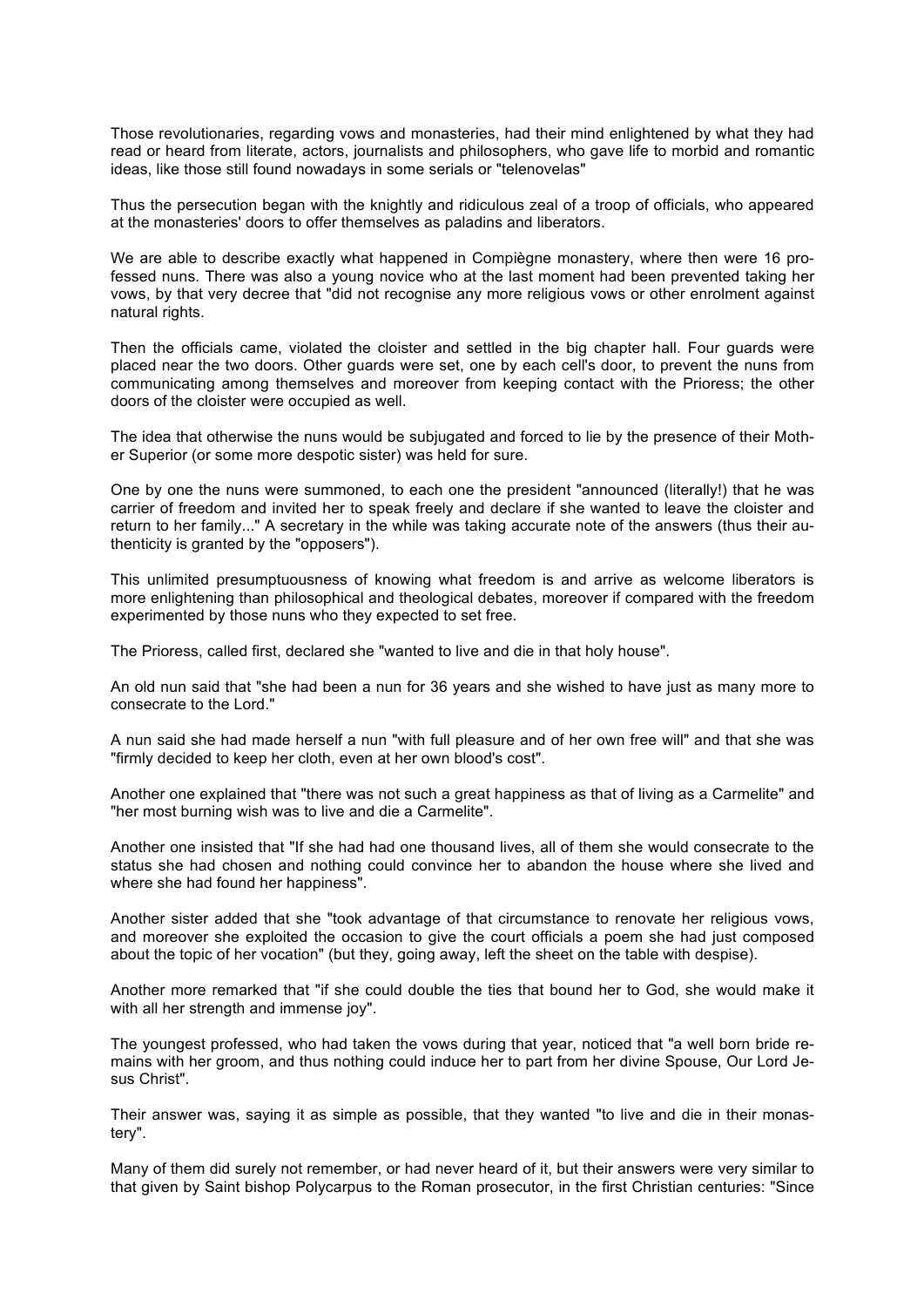Those revolutionaries, regarding vows and monasteries, had their mind enlightened by what they had read or heard from literate, actors, journalists and philosophers, who gave life to morbid and romantic ideas, like those still found nowadays in some serials or "telenovelas"

Thus the persecution began with the knightly and ridiculous zeal of a troop of officials, who appeared at the monasteries' doors to offer themselves as paladins and liberators.

We are able to describe exactly what happened in Compiègne monastery, where then were 16 professed nuns. There was also a young novice who at the last moment had been prevented taking her vows, by that very decree that "did not recognise any more religious vows or other enrolment against natural rights.

Then the officials came, violated the cloister and settled in the big chapter hall. Four guards were placed near the two doors. Other guards were set, one by each cell's door, to prevent the nuns from communicating among themselves and moreover from keeping contact with the Prioress; the other doors of the cloister were occupied as well.

The idea that otherwise the nuns would be subjugated and forced to lie by the presence of their Mother Superior (or some more despotic sister) was held for sure.

One by one the nuns were summoned, to each one the president "announced (literally!) that he was carrier of freedom and invited her to speak freely and declare if she wanted to leave the cloister and return to her family..." A secretary in the while was taking accurate note of the answers (thus their authenticity is granted by the "opposers").

This unlimited presumptuousness of knowing what freedom is and arrive as welcome liberators is more enlightening than philosophical and theological debates, moreover if compared with the freedom experimented by those nuns who they expected to set free.

The Prioress, called first, declared she "wanted to live and die in that holy house".

An old nun said that "she had been a nun for 36 years and she wished to have just as many more to consecrate to the Lord."

A nun said she had made herself a nun "with full pleasure and of her own free will" and that she was "firmly decided to keep her cloth, even at her own blood's cost".

Another one explained that "there was not such a great happiness as that of living as a Carmelite" and "her most burning wish was to live and die a Carmelite".

Another one insisted that "If she had had one thousand lives, all of them she would consecrate to the status she had chosen and nothing could convince her to abandon the house where she lived and where she had found her happiness".

Another sister added that she "took advantage of that circumstance to renovate her religious vows, and moreover she exploited the occasion to give the court officials a poem she had just composed about the topic of her vocation" (but they, going away, left the sheet on the table with despise).

Another more remarked that "if she could double the ties that bound her to God, she would make it with all her strength and immense joy".

The youngest professed, who had taken the vows during that year, noticed that "a well born bride remains with her groom, and thus nothing could induce her to part from her divine Spouse, Our Lord Jesus Christ".

Their answer was, saying it as simple as possible, that they wanted "to live and die in their monastery".

Many of them did surely not remember, or had never heard of it, but their answers were very similar to that given by Saint bishop Polycarpus to the Roman prosecutor, in the first Christian centuries: "Since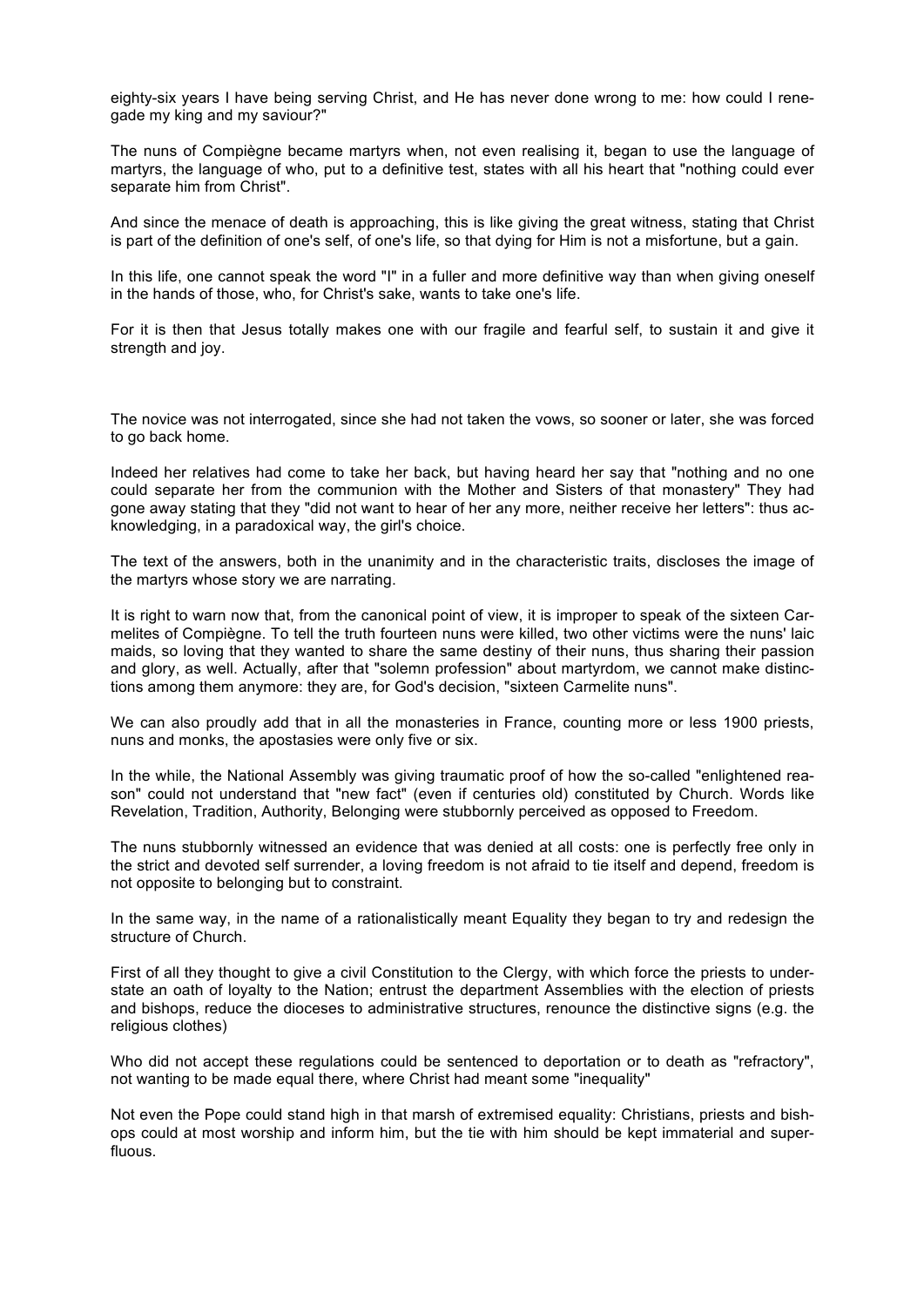eighty-six years I have being serving Christ, and He has never done wrong to me: how could I renegade my king and my saviour?"

The nuns of Compiègne became martyrs when, not even realising it, began to use the language of martyrs, the language of who, put to a definitive test, states with all his heart that "nothing could ever separate him from Christ".

And since the menace of death is approaching, this is like giving the great witness, stating that Christ is part of the definition of one's self, of one's life, so that dying for Him is not a misfortune, but a gain.

In this life, one cannot speak the word "I" in a fuller and more definitive way than when giving oneself in the hands of those, who, for Christ's sake, wants to take one's life.

For it is then that Jesus totally makes one with our fragile and fearful self, to sustain it and give it strength and joy.

The novice was not interrogated, since she had not taken the vows, so sooner or later, she was forced to go back home.

Indeed her relatives had come to take her back, but having heard her say that "nothing and no one could separate her from the communion with the Mother and Sisters of that monastery" They had gone away stating that they "did not want to hear of her any more, neither receive her letters": thus acknowledging, in a paradoxical way, the girl's choice.

The text of the answers, both in the unanimity and in the characteristic traits, discloses the image of the martyrs whose story we are narrating.

It is right to warn now that, from the canonical point of view, it is improper to speak of the sixteen Carmelites of Compiègne. To tell the truth fourteen nuns were killed, two other victims were the nuns' laic maids, so loving that they wanted to share the same destiny of their nuns, thus sharing their passion and glory, as well. Actually, after that "solemn profession" about martyrdom, we cannot make distinctions among them anymore: they are, for God's decision, "sixteen Carmelite nuns".

We can also proudly add that in all the monasteries in France, counting more or less 1900 priests, nuns and monks, the apostasies were only five or six.

In the while, the National Assembly was giving traumatic proof of how the so-called "enlightened reason" could not understand that "new fact" (even if centuries old) constituted by Church. Words like Revelation, Tradition, Authority, Belonging were stubbornly perceived as opposed to Freedom.

The nuns stubbornly witnessed an evidence that was denied at all costs: one is perfectly free only in the strict and devoted self surrender, a loving freedom is not afraid to tie itself and depend, freedom is not opposite to belonging but to constraint.

In the same way, in the name of a rationalistically meant Equality they began to try and redesign the structure of Church.

First of all they thought to give a civil Constitution to the Clergy, with which force the priests to understate an oath of loyalty to the Nation; entrust the department Assemblies with the election of priests and bishops, reduce the dioceses to administrative structures, renounce the distinctive signs (e.g. the religious clothes)

Who did not accept these regulations could be sentenced to deportation or to death as "refractory", not wanting to be made equal there, where Christ had meant some "inequality"

Not even the Pope could stand high in that marsh of extremised equality: Christians, priests and bishops could at most worship and inform him, but the tie with him should be kept immaterial and superfluous.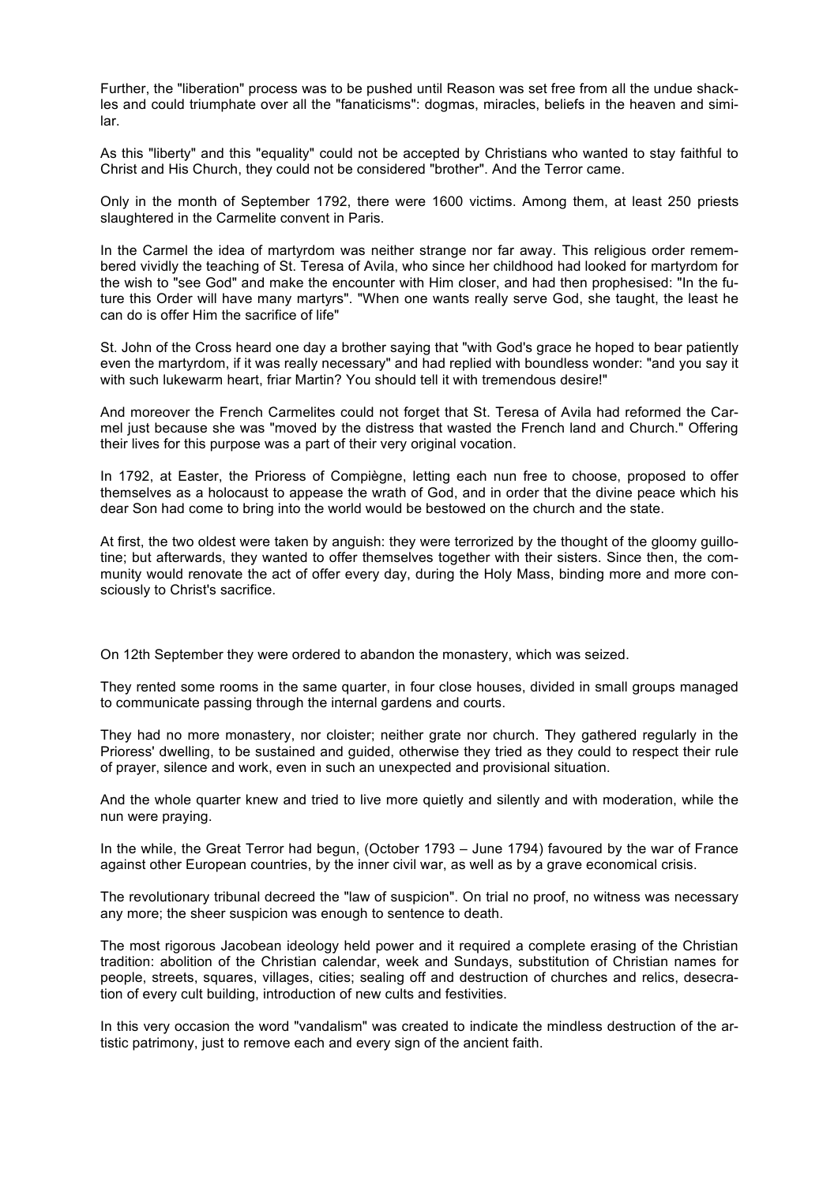Further, the "liberation" process was to be pushed until Reason was set free from all the undue shackles and could triumphate over all the "fanaticisms": dogmas, miracles, beliefs in the heaven and similar.

As this "liberty" and this "equality" could not be accepted by Christians who wanted to stay faithful to Christ and His Church, they could not be considered "brother". And the Terror came.

Only in the month of September 1792, there were 1600 victims. Among them, at least 250 priests slaughtered in the Carmelite convent in Paris.

In the Carmel the idea of martyrdom was neither strange nor far away. This religious order remembered vividly the teaching of St. Teresa of Avila, who since her childhood had looked for martyrdom for the wish to "see God" and make the encounter with Him closer, and had then prophesised: "In the future this Order will have many martyrs". "When one wants really serve God, she taught, the least he can do is offer Him the sacrifice of life"

St. John of the Cross heard one day a brother saying that "with God's grace he hoped to bear patiently even the martyrdom, if it was really necessary" and had replied with boundless wonder: "and you say it with such lukewarm heart, friar Martin? You should tell it with tremendous desire!"

And moreover the French Carmelites could not forget that St. Teresa of Avila had reformed the Carmel just because she was "moved by the distress that wasted the French land and Church." Offering their lives for this purpose was a part of their very original vocation.

In 1792, at Easter, the Prioress of Compiègne, letting each nun free to choose, proposed to offer themselves as a holocaust to appease the wrath of God, and in order that the divine peace which his dear Son had come to bring into the world would be bestowed on the church and the state.

At first, the two oldest were taken by anguish: they were terrorized by the thought of the gloomy guillotine; but afterwards, they wanted to offer themselves together with their sisters. Since then, the community would renovate the act of offer every day, during the Holy Mass, binding more and more consciously to Christ's sacrifice.

On 12th September they were ordered to abandon the monastery, which was seized.

They rented some rooms in the same quarter, in four close houses, divided in small groups managed to communicate passing through the internal gardens and courts.

They had no more monastery, nor cloister; neither grate nor church. They gathered regularly in the Prioress' dwelling, to be sustained and guided, otherwise they tried as they could to respect their rule of prayer, silence and work, even in such an unexpected and provisional situation.

And the whole quarter knew and tried to live more quietly and silently and with moderation, while the nun were praying.

In the while, the Great Terror had begun, (October 1793 – June 1794) favoured by the war of France against other European countries, by the inner civil war, as well as by a grave economical crisis.

The revolutionary tribunal decreed the "law of suspicion". On trial no proof, no witness was necessary any more; the sheer suspicion was enough to sentence to death.

The most rigorous Jacobean ideology held power and it required a complete erasing of the Christian tradition: abolition of the Christian calendar, week and Sundays, substitution of Christian names for people, streets, squares, villages, cities; sealing off and destruction of churches and relics, desecration of every cult building, introduction of new cults and festivities.

In this very occasion the word "vandalism" was created to indicate the mindless destruction of the artistic patrimony, just to remove each and every sign of the ancient faith.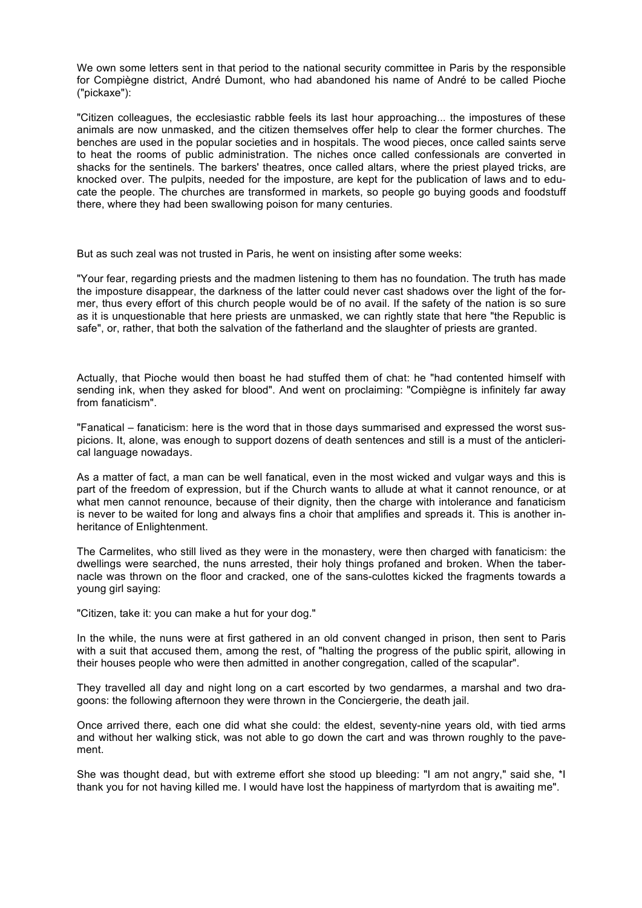We own some letters sent in that period to the national security committee in Paris by the responsible for Compiègne district, André Dumont, who had abandoned his name of André to be called Pioche ("pickaxe"):

"Citizen colleagues, the ecclesiastic rabble feels its last hour approaching... the impostures of these animals are now unmasked, and the citizen themselves offer help to clear the former churches. The benches are used in the popular societies and in hospitals. The wood pieces, once called saints serve to heat the rooms of public administration. The niches once called confessionals are converted in shacks for the sentinels. The barkers' theatres, once called altars, where the priest played tricks, are knocked over. The pulpits, needed for the imposture, are kept for the publication of laws and to educate the people. The churches are transformed in markets, so people go buying goods and foodstuff there, where they had been swallowing poison for many centuries.

But as such zeal was not trusted in Paris, he went on insisting after some weeks:

"Your fear, regarding priests and the madmen listening to them has no foundation. The truth has made the imposture disappear, the darkness of the latter could never cast shadows over the light of the former, thus every effort of this church people would be of no avail. If the safety of the nation is so sure as it is unquestionable that here priests are unmasked, we can rightly state that here "the Republic is safe", or, rather, that both the salvation of the fatherland and the slaughter of priests are granted.

Actually, that Pioche would then boast he had stuffed them of chat: he "had contented himself with sending ink, when they asked for blood". And went on proclaiming: "Compiègne is infinitely far away from fanaticism".

"Fanatical – fanaticism: here is the word that in those days summarised and expressed the worst suspicions. It, alone, was enough to support dozens of death sentences and still is a must of the anticlerical language nowadays.

As a matter of fact, a man can be well fanatical, even in the most wicked and vulgar ways and this is part of the freedom of expression, but if the Church wants to allude at what it cannot renounce, or at what men cannot renounce, because of their dignity, then the charge with intolerance and fanaticism is never to be waited for long and always fins a choir that amplifies and spreads it. This is another inheritance of Enlightenment.

The Carmelites, who still lived as they were in the monastery, were then charged with fanaticism: the dwellings were searched, the nuns arrested, their holy things profaned and broken. When the tabernacle was thrown on the floor and cracked, one of the sans-culottes kicked the fragments towards a young girl saying:

"Citizen, take it: you can make a hut for your dog."

In the while, the nuns were at first gathered in an old convent changed in prison, then sent to Paris with a suit that accused them, among the rest, of "halting the progress of the public spirit, allowing in their houses people who were then admitted in another congregation, called of the scapular".

They travelled all day and night long on a cart escorted by two gendarmes, a marshal and two dragoons: the following afternoon they were thrown in the Conciergerie, the death jail.

Once arrived there, each one did what she could: the eldest, seventy-nine years old, with tied arms and without her walking stick, was not able to go down the cart and was thrown roughly to the pavement.

She was thought dead, but with extreme effort she stood up bleeding: "I am not angry," said she, *I thank you for not having killed me. I would have lost the happiness of martyrdom that is awaiting me".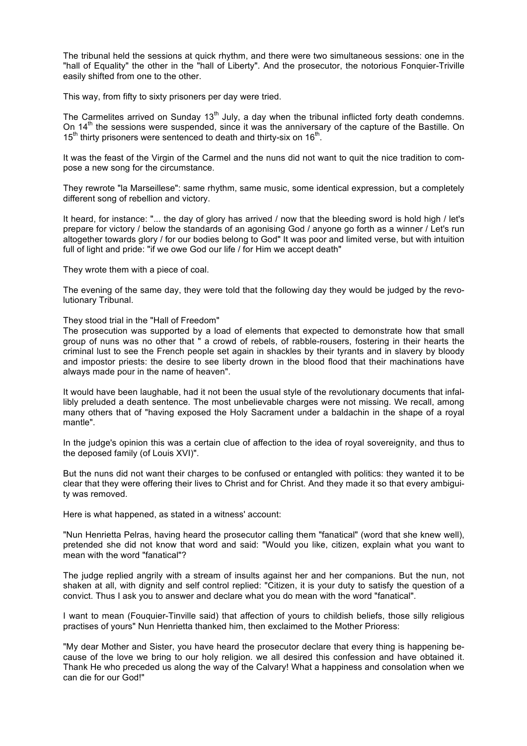The tribunal held the sessions at quick rhythm, and there were two simultaneous sessions: one in the "hall of Equality" the other in the "hall of Liberty". And the prosecutor, the notorious Fonquier-Triville easily shifted from one to the other.

This way, from fifty to sixty prisoners per day were tried.

The Carmelites arrived on Sunday 13th July, a day when the tribunal inflicted forty death condemns. On 14th the sessions were suspended, since it was the anniversary of the capture of the Bastille. On 15th thirty prisoners were sentenced to death and thirty-six on 16th.

It was the feast of the Virgin of the Carmel and the nuns did not want to quit the nice tradition to compose a new song for the circumstance.

They rewrote "la Marseillese": same rhythm, same music, some identical expression, but a completely different song of rebellion and victory.

It heard, for instance: "... the day of glory has arrived / now that the bleeding sword is hold high / let's prepare for victory / below the standards of an agonising God / anyone go forth as a winner / Let's run altogether towards glory / for our bodies belong to God" It was poor and limited verse, but with intuition full of light and pride: "if we owe God our life / for Him we accept death"

They wrote them with a piece of coal.

The evening of the same day, they were told that the following day they would be judged by the revolutionary Tribunal.

They stood trial in the "Hall of Freedom"
The prosecution was supported by a load of elements that expected to demonstrate how that small group of nuns was no other that " a crowd of rebels, of rabble-rousers, fostering in their hearts the criminal lust to see the French people set again in shackles by their tyrants and in slavery by bloody and impostor priests: the desire to see liberty drown in the blood flood that their machinations have always made pour in the name of heaven".

It would have been laughable, had it not been the usual style of the revolutionary documents that infallibly preluded a death sentence. The most unbelievable charges were not missing. We recall, among many others that of "having exposed the Holy Sacrament under a baldachin in the shape of a royal mantle".

In the judge's opinion this was a certain clue of affection to the idea of royal sovereignity, and thus to the deposed family (of Louis XVI)".

But the nuns did not want their charges to be confused or entangled with politics: they wanted it to be clear that they were offering their lives to Christ and for Christ. And they made it so that every ambiguity was removed.

Here is what happened, as stated in a witness' account:

"Nun Henrietta Pelras, having heard the prosecutor calling them "fanatical" (word that she knew well), pretended she did not know that word and said: "Would you like, citizen, explain what you want to mean with the word "fanatical"?

The judge replied angrily with a stream of insults against her and her companions. But the nun, not shaken at all, with dignity and self control replied: "Citizen, it is your duty to satisfy the question of a convict. Thus I ask you to answer and declare what you do mean with the word "fanatical".

I want to mean (Fouquier-Tinville said) that affection of yours to childish beliefs, those silly religious practises of yours" Nun Henrietta thanked him, then exclaimed to the Mother Prioress:

"My dear Mother and Sister, you have heard the prosecutor declare that every thing is happening because of the love we bring to our holy religion. we all desired this confession and have obtained it. Thank He who preceded us along the way of the Calvary! What a happiness and consolation when we can die for our God!"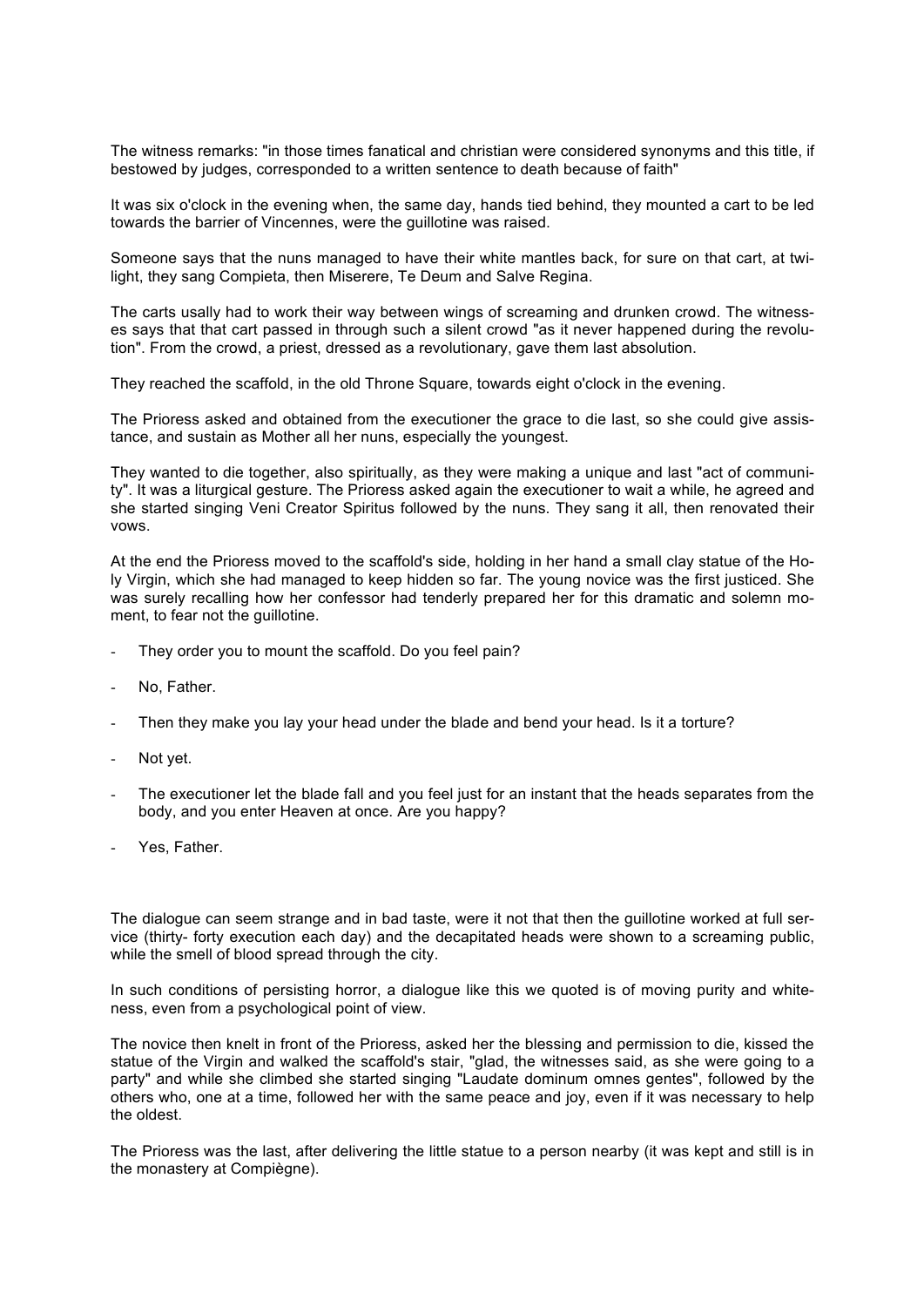The witness remarks: "in those times fanatical and christian were considered synonyms and this title, if bestowed by judges, corresponded to a written sentence to death because of faith"

It was six o'clock in the evening when, the same day, hands tied behind, they mounted a cart to be led towards the barrier of Vincennes, were the guillotine was raised.

Someone says that the nuns managed to have their white mantles back, for sure on that cart, at twilight, they sang Compieta, then Miserere, Te Deum and Salve Regina.

The carts usally had to work their way between wings of screaming and drunken crowd. The witnesses says that that cart passed in through such a silent crowd "as it never happened during the revolution". From the crowd, a priest, dressed as a revolutionary, gave them last absolution.

They reached the scaffold, in the old Throne Square, towards eight o'clock in the evening.

The Prioress asked and obtained from the executioner the grace to die last, so she could give assistance, and sustain as Mother all her nuns, especially the youngest.

They wanted to die together, also spiritually, as they were making a unique and last "act of community". It was a liturgical gesture. The Prioress asked again the executioner to wait a while, he agreed and she started singing Veni Creator Spiritus followed by the nuns. They sang it all, then renovated their vows.

At the end the Prioress moved to the scaffold's side, holding in her hand a small clay statue of the Holy Virgin, which she had managed to keep hidden so far. The young novice was the first justiced. She was surely recalling how her confessor had tenderly prepared her for this dramatic and solemn moment, to fear not the guillotine.

- They order you to mount the scaffold. Do you feel pain?
- No, Father.
- Then they make you lay your head under the blade and bend your head. Is it a torture?
- Not yet.
- The executioner let the blade fall and you feel just for an instant that the heads separates from the body, and you enter Heaven at once. Are you happy?
- Yes, Father.

The dialogue can seem strange and in bad taste, were it not that then the guillotine worked at full service (thirty- forty execution each day) and the decapitated heads were shown to a screaming public, while the smell of blood spread through the city.

In such conditions of persisting horror, a dialogue like this we quoted is of moving purity and whiteness, even from a psychological point of view.

The novice then knelt in front of the Prioress, asked her the blessing and permission to die, kissed the statue of the Virgin and walked the scaffold's stair, "glad, the witnesses said, as she were going to a party" and while she climbed she started singing "Laudate dominum omnes gentes", followed by the others who, one at a time, followed her with the same peace and joy, even if it was necessary to help the oldest.

The Prioress was the last, after delivering the little statue to a person nearby (it was kept and still is in the monastery at Compiègne).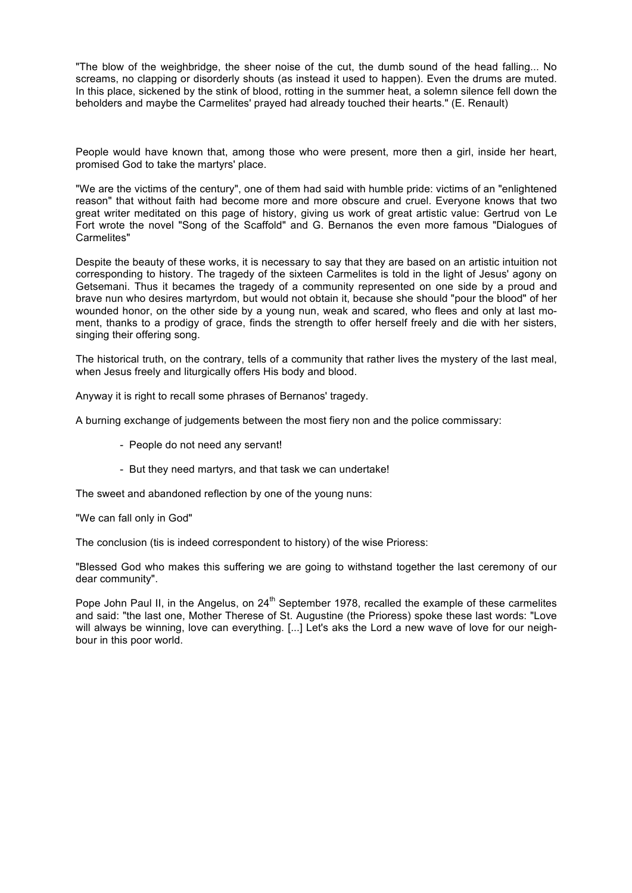"The blow of the weighbridge, the sheer noise of the cut, the dumb sound of the head falling... No screams, no clapping or disorderly shouts (as instead it used to happen). Even the drums are muted. In this place, sickened by the stink of blood, rotting in the summer heat, a solemn silence fell down the beholders and maybe the Carmelites' prayed had already touched their hearts." (E. Renault)

People would have known that, among those who were present, more then a girl, inside her heart, promised God to take the martyrs' place.

"We are the victims of the century", one of them had said with humble pride: victims of an "enlightened reason" that without faith had become more and more obscure and cruel. Everyone knows that two great writer meditated on this page of history, giving us work of great artistic value: Gertrud von Le Fort wrote the novel "Song of the Scaffold" and G. Bernanos the even more famous "Dialogues of Carmelites"

Despite the beauty of these works, it is necessary to say that they are based on an artistic intuition not corresponding to history. The tragedy of the sixteen Carmelites is told in the light of Jesus' agony on Getsemani. Thus it becames the tragedy of a community represented on one side by a proud and brave nun who desires martyrdom, but would not obtain it, because she should "pour the blood" of her wounded honor, on the other side by a young nun, weak and scared, who flees and only at last moment, thanks to a prodigy of grace, finds the strength to offer herself freely and die with her sisters, singing their offering song.

The historical truth, on the contrary, tells of a community that rather lives the mystery of the last meal, when Jesus freely and liturgically offers His body and blood.

Anyway it is right to recall some phrases of Bernanos' tragedy.

A burning exchange of judgements between the most fiery non and the police commissary:

- People do not need any servant!
- But they need martyrs, and that task we can undertake!

The sweet and abandoned reflection by one of the young nuns:

"We can fall only in God"

The conclusion (tis is indeed correspondent to history) of the wise Prioress:

"Blessed God who makes this suffering we are going to withstand together the last ceremony of our dear community".

Pope John Paul II, in the Angelus, on 24th September 1978, recalled the example of these carmelites and said: "the last one, Mother Therese of St. Augustine (the Prioress) spoke these last words: "Love will always be winning, love can everything. [...] Let's aks the Lord a new wave of love for our neighbour in this poor world.